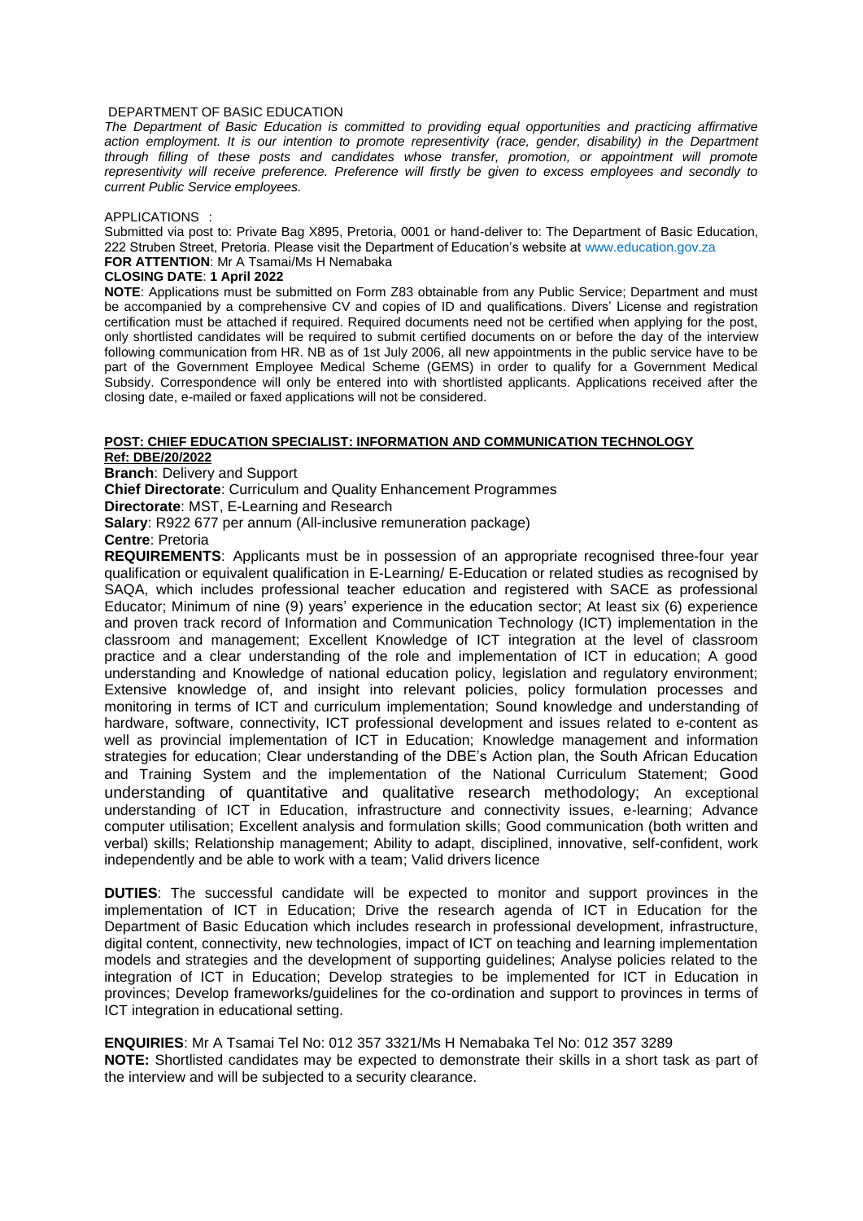DEPARTMENT OF BASIC EDUCATION

*The Department of Basic Education is committed to providing equal opportunities and practicing affirmative action employment. It is our intention to promote representivity (race, gender, disability) in the Department through filling of these posts and candidates whose transfer, promotion, or appointment will promote representivity will receive preference. Preference will firstly be given to excess employees and secondly to current Public Service employees.*

APPLICATIONS :

Submitted via post to: Private Bag X895, Pretoria, 0001 or hand-deliver to: The Department of Basic Education, 222 Struben Street, Pretoria. Please visit the Department of Education's website at www.education.gov.za

**FOR ATTENTION**: Mr A Tsamai/Ms H Nemabaka

**CLOSING DATE**: **1 April 2022**

**NOTE**: Applications must be submitted on Form Z83 obtainable from any Public Service; Department and must be accompanied by a comprehensive CV and copies of ID and qualifications. Divers' License and registration certification must be attached if required. Required documents need not be certified when applying for the post, only shortlisted candidates will be required to submit certified documents on or before the day of the interview following communication from HR. NB as of 1st July 2006, all new appointments in the public service have to be part of the Government Employee Medical Scheme (GEMS) in order to qualify for a Government Medical Subsidy. Correspondence will only be entered into with shortlisted applicants. Applications received after the closing date, e-mailed or faxed applications will not be considered.

**POST: CHIEF EDUCATION SPECIALIST: INFORMATION AND COMMUNICATION TECHNOLOGY**
**Ref: DBE/20/2022**

**Branch**: Delivery and Support

**Chief Directorate**: Curriculum and Quality Enhancement Programmes

**Directorate**: MST, E-Learning and Research

**Salary**: R922 677 per annum (All-inclusive remuneration package)

**Centre**: Pretoria

**REQUIREMENTS**: Applicants must be in possession of an appropriate recognised three-four year qualification or equivalent qualification in E-Learning/ E-Education or related studies as recognised by SAQA, which includes professional teacher education and registered with SACE as professional Educator; Minimum of nine (9) years' experience in the education sector; At least six (6) experience and proven track record of Information and Communication Technology (ICT) implementation in the classroom and management; Excellent Knowledge of ICT integration at the level of classroom practice and a clear understanding of the role and implementation of ICT in education; A good understanding and Knowledge of national education policy, legislation and regulatory environment; Extensive knowledge of, and insight into relevant policies, policy formulation processes and monitoring in terms of ICT and curriculum implementation; Sound knowledge and understanding of hardware, software, connectivity, ICT professional development and issues related to e-content as well as provincial implementation of ICT in Education; Knowledge management and information strategies for education; Clear understanding of the DBE's Action plan, the South African Education and Training System and the implementation of the National Curriculum Statement; Good understanding of quantitative and qualitative research methodology; An exceptional understanding of ICT in Education, infrastructure and connectivity issues, e-learning; Advance computer utilisation; Excellent analysis and formulation skills; Good communication (both written and verbal) skills; Relationship management; Ability to adapt, disciplined, innovative, self-confident, work independently and be able to work with a team; Valid drivers licence

**DUTIES**: The successful candidate will be expected to monitor and support provinces in the implementation of ICT in Education; Drive the research agenda of ICT in Education for the Department of Basic Education which includes research in professional development, infrastructure, digital content, connectivity, new technologies, impact of ICT on teaching and learning implementation models and strategies and the development of supporting guidelines; Analyse policies related to the integration of ICT in Education; Develop strategies to be implemented for ICT in Education in provinces; Develop frameworks/guidelines for the co-ordination and support to provinces in terms of ICT integration in educational setting.

**ENQUIRIES**: Mr A Tsamai Tel No: 012 357 3321/Ms H Nemabaka Tel No: 012 357 3289

**NOTE:** Shortlisted candidates may be expected to demonstrate their skills in a short task as part of the interview and will be subjected to a security clearance.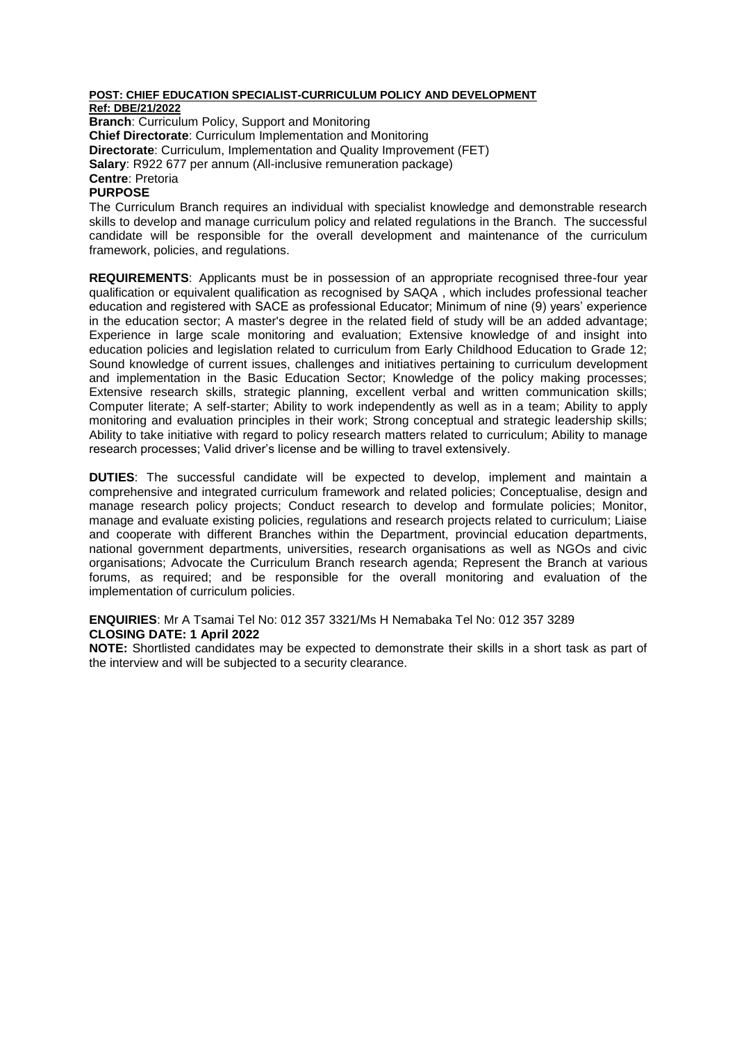**POST: CHIEF EDUCATION SPECIALIST-CURRICULUM POLICY AND DEVELOPMENT**
**Ref: DBE/21/2022**

**Branch**: Curriculum Policy, Support and Monitoring
**Chief Directorate**: Curriculum Implementation and Monitoring
**Directorate**: Curriculum, Implementation and Quality Improvement (FET)
**Salary**: R922 677 per annum (All-inclusive remuneration package)
**Centre**: Pretoria

**PURPOSE**

The Curriculum Branch requires an individual with specialist knowledge and demonstrable research skills to develop and manage curriculum policy and related regulations in the Branch. The successful candidate will be responsible for the overall development and maintenance of the curriculum framework, policies, and regulations.

**REQUIREMENTS**: Applicants must be in possession of an appropriate recognised three-four year qualification or equivalent qualification as recognised by SAQA , which includes professional teacher education and registered with SACE as professional Educator; Minimum of nine (9) years' experience in the education sector; A master's degree in the related field of study will be an added advantage; Experience in large scale monitoring and evaluation; Extensive knowledge of and insight into education policies and legislation related to curriculum from Early Childhood Education to Grade 12; Sound knowledge of current issues, challenges and initiatives pertaining to curriculum development and implementation in the Basic Education Sector; Knowledge of the policy making processes; Extensive research skills, strategic planning, excellent verbal and written communication skills; Computer literate; A self-starter; Ability to work independently as well as in a team; Ability to apply monitoring and evaluation principles in their work; Strong conceptual and strategic leadership skills; Ability to take initiative with regard to policy research matters related to curriculum; Ability to manage research processes; Valid driver's license and be willing to travel extensively.

**DUTIES**: The successful candidate will be expected to develop, implement and maintain a comprehensive and integrated curriculum framework and related policies; Conceptualise, design and manage research policy projects; Conduct research to develop and formulate policies; Monitor, manage and evaluate existing policies, regulations and research projects related to curriculum; Liaise and cooperate with different Branches within the Department, provincial education departments, national government departments, universities, research organisations as well as NGOs and civic organisations; Advocate the Curriculum Branch research agenda; Represent the Branch at various forums, as required; and be responsible for the overall monitoring and evaluation of the implementation of curriculum policies.

**ENQUIRIES**: Mr A Tsamai Tel No: 012 357 3321/Ms H Nemabaka Tel No: 012 357 3289
**CLOSING DATE: 1 April 2022**

**NOTE:** Shortlisted candidates may be expected to demonstrate their skills in a short task as part of the interview and will be subjected to a security clearance.